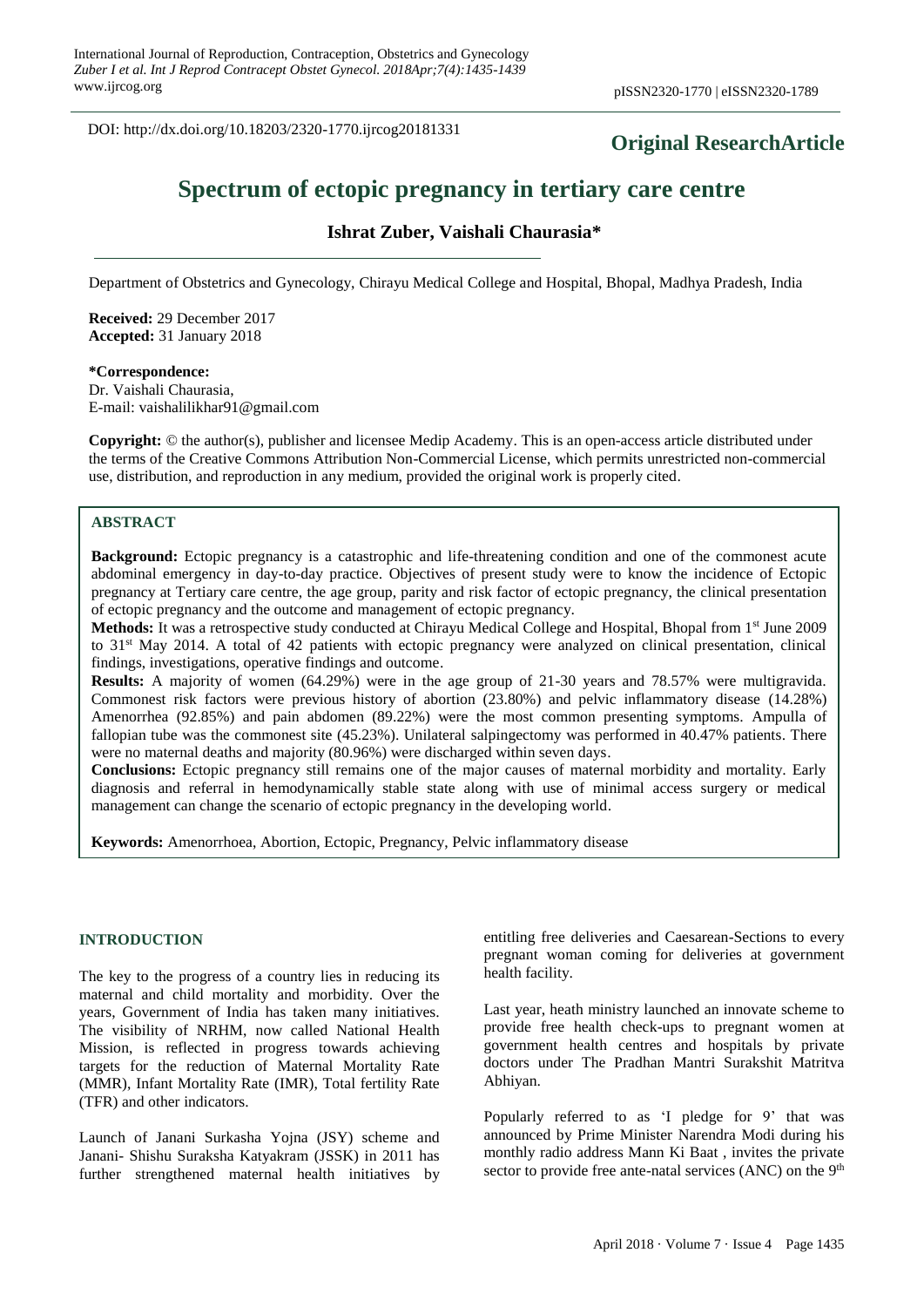DOI: http://dx.doi.org/10.18203/2320-1770.ijrcog20181331

**Original ResearchArticle**

# Spectrum of ectopic pregnancy in tertiary care centre

**Ishrat Zuber, Vaishali Chaurasia***

Department of Obstetrics and Gynecology, Chirayu Medical College and Hospital, Bhopal, Madhya Pradesh, India

**Received:** 29 December 2017
**Accepted:** 31 January 2018

**\*Correspondence:**
Dr. Vaishali Chaurasia,
E-mail: vaishalilikhar91@gmail.com

**Copyright:** © the author(s), publisher and licensee Medip Academy. This is an open-access article distributed under the terms of the Creative Commons Attribution Non-Commercial License, which permits unrestricted non-commercial use, distribution, and reproduction in any medium, provided the original work is properly cited.

## ABSTRACT

**Background:** Ectopic pregnancy is a catastrophic and life-threatening condition and one of the commonest acute abdominal emergency in day-to-day practice. Objectives of present study were to know the incidence of Ectopic pregnancy at Tertiary care centre, the age group, parity and risk factor of ectopic pregnancy, the clinical presentation of ectopic pregnancy and the outcome and management of ectopic pregnancy.

**Methods:** It was a retrospective study conducted at Chirayu Medical College and Hospital, Bhopal from 1st June 2009 to 31st May 2014. A total of 42 patients with ectopic pregnancy were analyzed on clinical presentation, clinical findings, investigations, operative findings and outcome.

**Results:** A majority of women (64.29%) were in the age group of 21-30 years and 78.57% were multigravida. Commonest risk factors were previous history of abortion (23.80%) and pelvic inflammatory disease (14.28%) Amenorrhea (92.85%) and pain abdomen (89.22%) were the most common presenting symptoms. Ampulla of fallopian tube was the commonest site (45.23%). Unilateral salpingectomy was performed in 40.47% patients. There were no maternal deaths and majority (80.96%) were discharged within seven days.

**Conclusions:** Ectopic pregnancy still remains one of the major causes of maternal morbidity and mortality. Early diagnosis and referral in hemodynamically stable state along with use of minimal access surgery or medical management can change the scenario of ectopic pregnancy in the developing world.

**Keywords:** Amenorrhoea, Abortion, Ectopic, Pregnancy, Pelvic inflammatory disease

## INTRODUCTION

The key to the progress of a country lies in reducing its maternal and child mortality and morbidity. Over the years, Government of India has taken many initiatives. The visibility of NRHM, now called National Health Mission, is reflected in progress towards achieving targets for the reduction of Maternal Mortality Rate (MMR), Infant Mortality Rate (IMR), Total fertility Rate (TFR) and other indicators.

Launch of Janani Surkasha Yojna (JSY) scheme and Janani- Shishu Suraksha Katyakram (JSSK) in 2011 has further strengthened maternal health initiatives by entitling free deliveries and Caesarean-Sections to every pregnant woman coming for deliveries at government health facility.

Last year, heath ministry launched an innovate scheme to provide free health check-ups to pregnant women at government health centres and hospitals by private doctors under The Pradhan Mantri Surakshit Matritva Abhiyan.

Popularly referred to as 'I pledge for 9' that was announced by Prime Minister Narendra Modi during his monthly radio address Mann Ki Baat , invites the private sector to provide free ante-natal services (ANC) on the 9th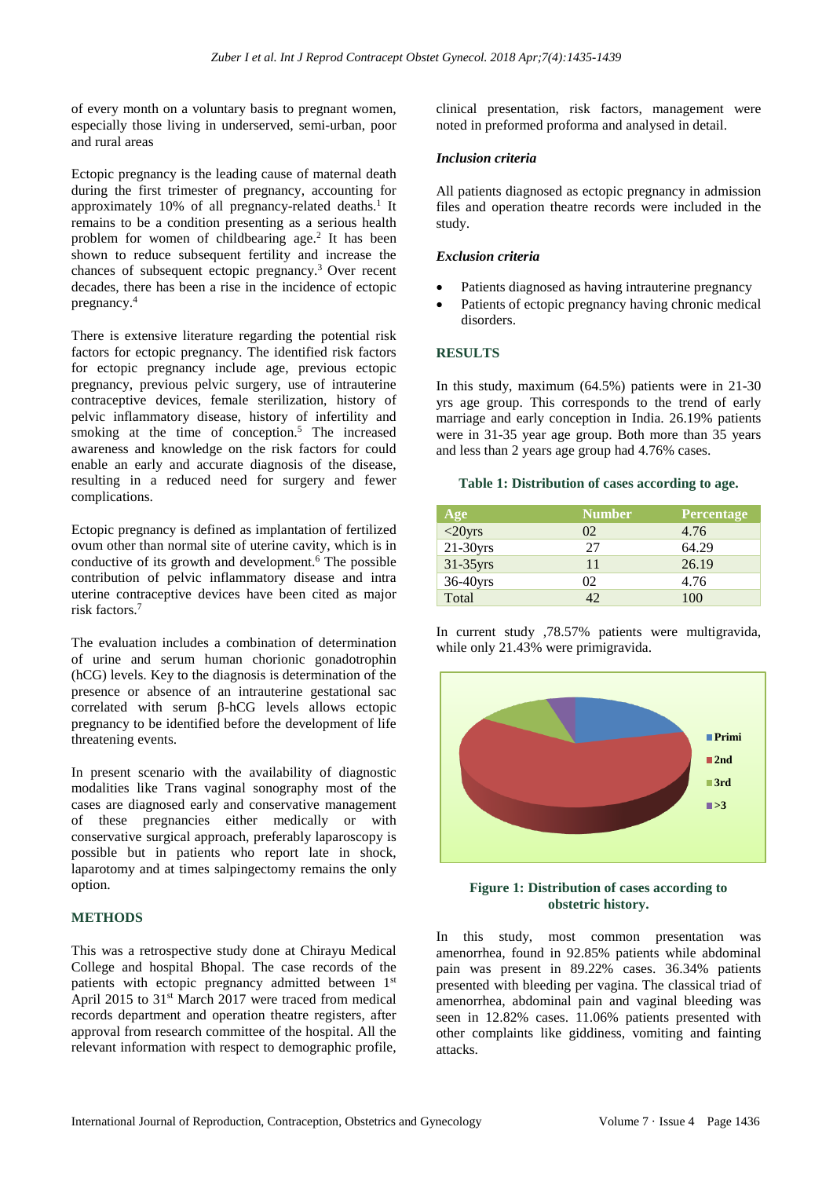of every month on a voluntary basis to pregnant women, especially those living in underserved, semi-urban, poor and rural areas

Ectopic pregnancy is the leading cause of maternal death during the first trimester of pregnancy, accounting for approximately 10% of all pregnancy-related deaths.[1] It remains to be a condition presenting as a serious health problem for women of childbearing age.[2] It has been shown to reduce subsequent fertility and increase the chances of subsequent ectopic pregnancy.[3] Over recent decades, there has been a rise in the incidence of ectopic pregnancy.[4]

There is extensive literature regarding the potential risk factors for ectopic pregnancy. The identified risk factors for ectopic pregnancy include age, previous ectopic pregnancy, previous pelvic surgery, use of intrauterine contraceptive devices, female sterilization, history of pelvic inflammatory disease, history of infertility and smoking at the time of conception.[5] The increased awareness and knowledge on the risk factors for could enable an early and accurate diagnosis of the disease, resulting in a reduced need for surgery and fewer complications.

Ectopic pregnancy is defined as implantation of fertilized ovum other than normal site of uterine cavity, which is in conductive of its growth and development.[6] The possible contribution of pelvic inflammatory disease and intra uterine contraceptive devices have been cited as major risk factors.[7]

The evaluation includes a combination of determination of urine and serum human chorionic gonadotrophin (hCG) levels. Key to the diagnosis is determination of the presence or absence of an intrauterine gestational sac correlated with serum β-hCG levels allows ectopic pregnancy to be identified before the development of life threatening events.

In present scenario with the availability of diagnostic modalities like Trans vaginal sonography most of the cases are diagnosed early and conservative management of these pregnancies either medically or with conservative surgical approach, preferably laparoscopy is possible but in patients who report late in shock, laparotomy and at times salpingectomy remains the only option.

## METHODS

This was a retrospective study done at Chirayu Medical College and hospital Bhopal. The case records of the patients with ectopic pregnancy admitted between 1st April 2015 to 31st March 2017 were traced from medical records department and operation theatre registers, after approval from research committee of the hospital. All the relevant information with respect to demographic profile, clinical presentation, risk factors, management were noted in preformed proforma and analysed in detail.

### Inclusion criteria

All patients diagnosed as ectopic pregnancy in admission files and operation theatre records were included in the study.

### Exclusion criteria

- Patients diagnosed as having intrauterine pregnancy
- Patients of ectopic pregnancy having chronic medical disorders.

## RESULTS

In this study, maximum (64.5%) patients were in 21-30 yrs age group. This corresponds to the trend of early marriage and early conception in India. 26.19% patients were in 31-35 year age group. Both more than 35 years and less than 2 years age group had 4.76% cases.

**Table 1: Distribution of cases according to age.**

| Age | Number | Percentage |
|---|---|---|
| <20yrs | 02 | 4.76 |
| 21-30yrs | 27 | 64.29 |
| 31-35yrs | 11 | 26.19 |
| 36-40yrs | 02 | 4.76 |
| Total | 42 | 100 |

In current study ,78.57% patients were multigravida, while only 21.43% were primigravida.

**Figure 1: Distribution of cases according to obstetric history.**

In this study, most common presentation was amenorrhea, found in 92.85% patients while abdominal pain was present in 89.22% cases. 36.34% patients presented with bleeding per vagina. The classical triad of amenorrhea, abdominal pain and vaginal bleeding was seen in 12.82% cases. 11.06% patients presented with other complaints like giddiness, vomiting and fainting attacks.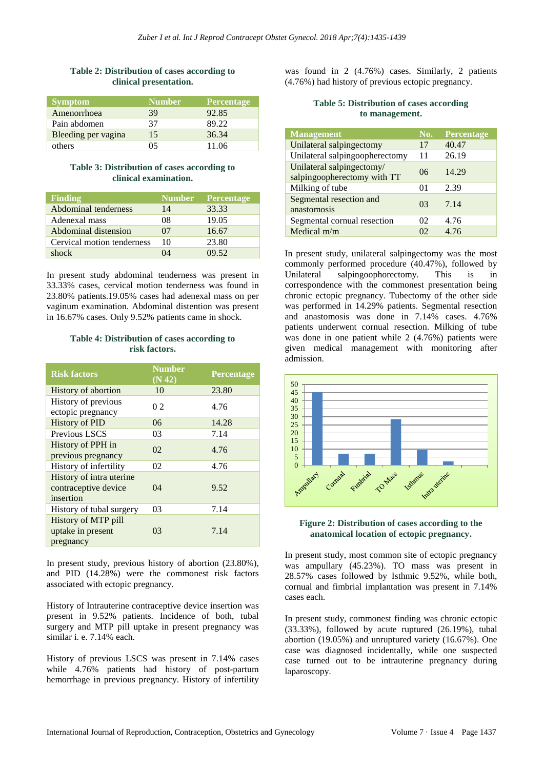**Table 2: Distribution of cases according to clinical presentation.**

| Symptom | Number | Percentage |
|---|---|---|
| Amenorrhoea | 39 | 92.85 |
| Pain abdomen | 37 | 89.22 |
| Bleeding per vagina | 15 | 36.34 |
| others | 05 | 11.06 |

**Table 3: Distribution of cases according to clinical examination.**

| Finding | Number | Percentage |
|---|---|---|
| Abdominal tenderness | 14 | 33.33 |
| Adenexal mass | 08 | 19.05 |
| Abdominal distension | 07 | 16.67 |
| Cervical motion tenderness | 10 | 23.80 |
| shock | 04 | 09.52 |

In present study abdominal tenderness was present in 33.33% cases, cervical motion tenderness was found in 23.80% patients.19.05% cases had adenexal mass on per vaginum examination. Abdominal distention was present in 16.67% cases. Only 9.52% patients came in shock.

**Table 4: Distribution of cases according to risk factors.**

| Risk factors | Number (N 42) | Percentage |
|---|---|---|
| History of abortion | 10 | 23.80 |
| History of previous ectopic pregnancy | 0 2 | 4.76 |
| History of PID | 06 | 14.28 |
| Previous LSCS | 03 | 7.14 |
| History of PPH in previous pregnancy | 02 | 4.76 |
| History of infertility | 02 | 4.76 |
| History of intra uterine contraceptive device insertion | 04 | 9.52 |
| History of tubal surgery | 03 | 7.14 |
| History of MTP pill uptake in present pregnancy | 03 | 7.14 |

In present study, previous history of abortion (23.80%), and PID (14.28%) were the commonest risk factors associated with ectopic pregnancy.

History of Intrauterine contraceptive device insertion was present in 9.52% patients. Incidence of both, tubal surgery and MTP pill uptake in present pregnancy was similar i. e. 7.14% each.

History of previous LSCS was present in 7.14% cases while 4.76% patients had history of post-partum hemorrhage in previous pregnancy. History of infertility was found in 2 (4.76%) cases. Similarly, 2 patients (4.76%) had history of previous ectopic pregnancy.

**Table 5: Distribution of cases according to management.**

| Management | No. | Percentage |
|---|---|---|
| Unilateral salpingectomy | 17 | 40.47 |
| Unilateral salpingoopherectomy | 11 | 26.19 |
| Unilateral salpingectomy/ salpingoopherectomy with TT | 06 | 14.29 |
| Milking of tube | 01 | 2.39 |
| Segmental resection and anastomosis | 03 | 7.14 |
| Segmental cornual resection | 02 | 4.76 |
| Medical m/m | 02 | 4.76 |

In present study, unilateral salpingectomy was the most commonly performed procedure (40.47%), followed by Unilateral salpingoophorectomy. This is in correspondence with the commonest presentation being chronic ectopic pregnancy. Tubectomy of the other side was performed in 14.29% patients. Segmental resection and anastomosis was done in 7.14% cases. 4.76% patients underwent cornual resection. Milking of tube was done in one patient while 2 (4.76%) patients were given medical management with monitoring after admission.

**Figure 2: Distribution of cases according to the anatomical location of ectopic pregnancy.**

In present study, most common site of ectopic pregnancy was ampullary (45.23%). TO mass was present in 28.57% cases followed by Isthmic 9.52%, while both, cornual and fimbrial implantation was present in 7.14% cases each.

In present study, commonest finding was chronic ectopic (33.33%), followed by acute ruptured (26.19%), tubal abortion (19.05%) and unruptured variety (16.67%). One case was diagnosed incidentally, while one suspected case turned out to be intrauterine pregnancy during laparoscopy.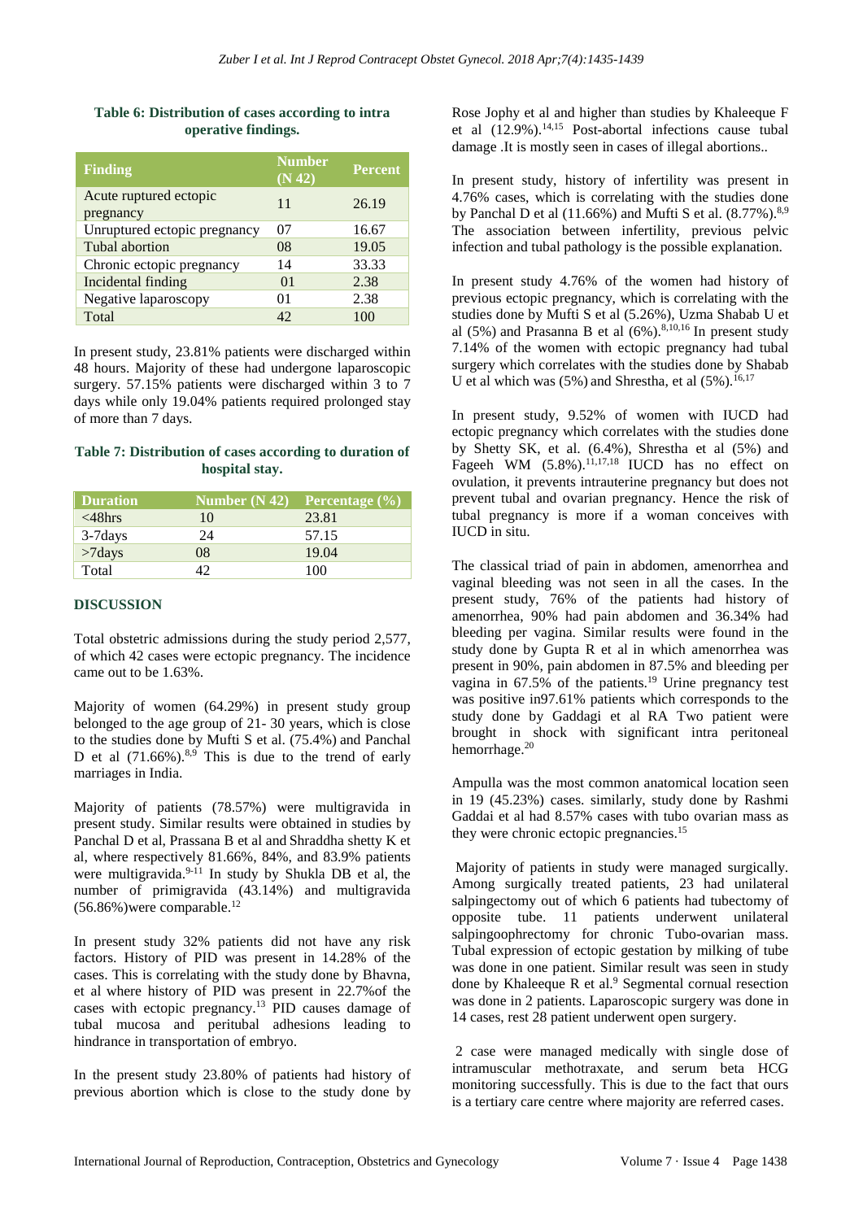**Table 6: Distribution of cases according to intra operative findings.**

| Finding | Number (N 42) | Percent |
|---|---|---|
| Acute ruptured ectopic pregnancy | 11 | 26.19 |
| Unruptured ectopic pregnancy | 07 | 16.67 |
| Tubal abortion | 08 | 19.05 |
| Chronic ectopic pregnancy | 14 | 33.33 |
| Incidental finding | 01 | 2.38 |
| Negative laparoscopy | 01 | 2.38 |
| Total | 42 | 100 |

In present study, 23.81% patients were discharged within 48 hours. Majority of these had undergone laparoscopic surgery. 57.15% patients were discharged within 3 to 7 days while only 19.04% patients required prolonged stay of more than 7 days.

**Table 7: Distribution of cases according to duration of hospital stay.**

| Duration | Number (N 42) | Percentage (%) |
|---|---|---|
| <48hrs | 10 | 23.81 |
| 3-7days | 24 | 57.15 |
| >7days | 08 | 19.04 |
| Total | 42 | 100 |

## DISCUSSION

Total obstetric admissions during the study period 2,577, of which 42 cases were ectopic pregnancy. The incidence came out to be 1.63%.

Majority of women (64.29%) in present study group belonged to the age group of 21- 30 years, which is close to the studies done by Mufti S et al. (75.4%) and Panchal D et al (71.66%).[8,9] This is due to the trend of early marriages in India.

Majority of patients (78.57%) were multigravida in present study. Similar results were obtained in studies by Panchal D et al, Prassana B et al and Shraddha shetty K et al, where respectively 81.66%, 84%, and 83.9% patients were multigravida.[9-11] In study by Shukla DB et al, the number of primigravida (43.14%) and multigravida (56.86%)were comparable.[12]

In present study 32% patients did not have any risk factors. History of PID was present in 14.28% of the cases. This is correlating with the study done by Bhavna, et al where history of PID was present in 22.7%of the cases with ectopic pregnancy.[13] PID causes damage of tubal mucosa and peritubal adhesions leading to hindrance in transportation of embryo.

In the present study 23.80% of patients had history of previous abortion which is close to the study done by Rose Jophy et al and higher than studies by Khaleeque F et al (12.9%).[14,15] Post-abortal infections cause tubal damage .It is mostly seen in cases of illegal abortions..

In present study, history of infertility was present in 4.76% cases, which is correlating with the studies done by Panchal D et al (11.66%) and Mufti S et al. (8.77%).[8,9] The association between infertility, previous pelvic infection and tubal pathology is the possible explanation.

In present study 4.76% of the women had history of previous ectopic pregnancy, which is correlating with the studies done by Mufti S et al (5.26%), Uzma Shabab U et al (5%) and Prasanna B et al (6%).[8,10,16] In present study 7.14% of the women with ectopic pregnancy had tubal surgery which correlates with the studies done by Shabab U et al which was (5%) and Shrestha, et al (5%).[16,17]

In present study, 9.52% of women with IUCD had ectopic pregnancy which correlates with the studies done by Shetty SK, et al. (6.4%), Shrestha et al (5%) and Fageeh WM (5.8%).[11,17,18] IUCD has no effect on ovulation, it prevents intrauterine pregnancy but does not prevent tubal and ovarian pregnancy. Hence the risk of tubal pregnancy is more if a woman conceives with IUCD in situ.

The classical triad of pain in abdomen, amenorrhea and vaginal bleeding was not seen in all the cases. In the present study, 76% of the patients had history of amenorrhea, 90% had pain abdomen and 36.34% had bleeding per vagina. Similar results were found in the study done by Gupta R et al in which amenorrhea was present in 90%, pain abdomen in 87.5% and bleeding per vagina in 67.5% of the patients.[19] Urine pregnancy test was positive in97.61% patients which corresponds to the study done by Gaddagi et al RA Two patient were brought in shock with significant intra peritoneal hemorrhage.[20]

Ampulla was the most common anatomical location seen in 19 (45.23%) cases. similarly, study done by Rashmi Gaddai et al had 8.57% cases with tubo ovarian mass as they were chronic ectopic pregnancies.[15]

Majority of patients in study were managed surgically. Among surgically treated patients, 23 had unilateral salpingectomy out of which 6 patients had tubectomy of opposite tube. 11 patients underwent unilateral salpingoophrectomy for chronic Tubo-ovarian mass. Tubal expression of ectopic gestation by milking of tube was done in one patient. Similar result was seen in study done by Khaleeque R et al.[9] Segmental cornual resection was done in 2 patients. Laparoscopic surgery was done in 14 cases, rest 28 patient underwent open surgery.

2 case were managed medically with single dose of intramuscular methotraxate, and serum beta HCG monitoring successfully. This is due to the fact that ours is a tertiary care centre where majority are referred cases.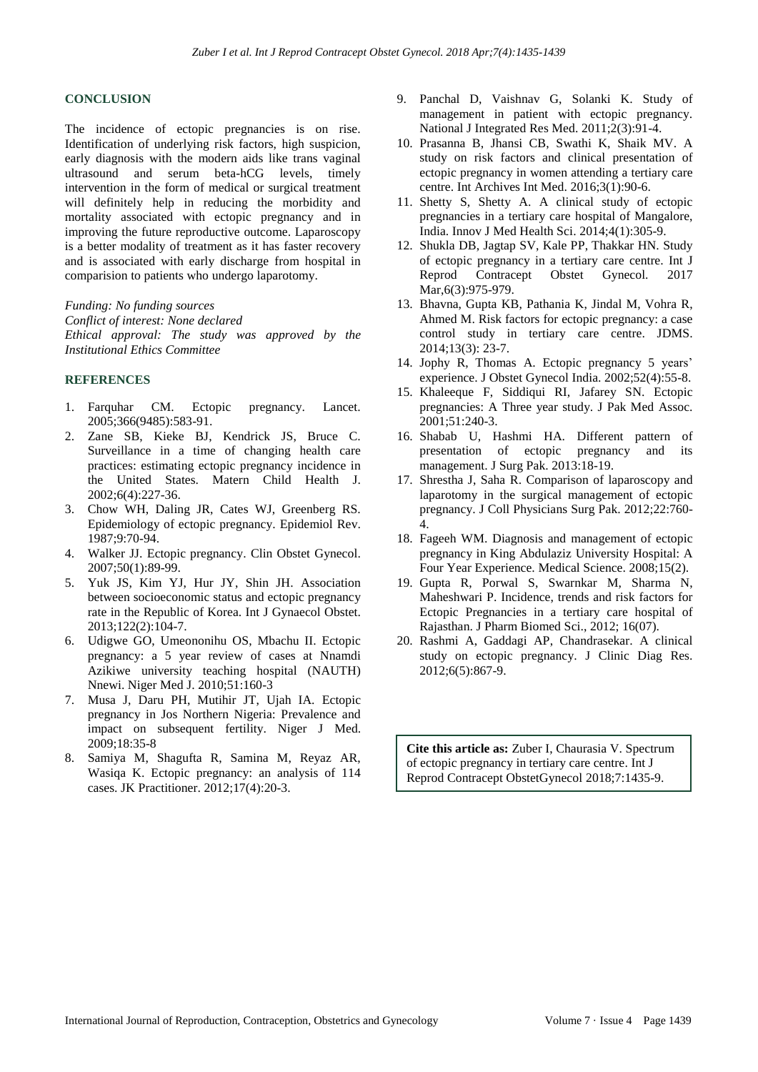## CONCLUSION

The incidence of ectopic pregnancies is on rise. Identification of underlying risk factors, high suspicion, early diagnosis with the modern aids like trans vaginal ultrasound and serum beta-hCG levels, timely intervention in the form of medical or surgical treatment will definitely help in reducing the morbidity and mortality associated with ectopic pregnancy and in improving the future reproductive outcome. Laparoscopy is a better modality of treatment as it has faster recovery and is associated with early discharge from hospital in comparision to patients who undergo laparotomy.

*Funding: No funding sources*
*Conflict of interest: None declared*
*Ethical approval: The study was approved by the Institutional Ethics Committee*

## REFERENCES

1. Farquhar CM. Ectopic pregnancy. Lancet. 2005;366(9485):583-91.
2. Zane SB, Kieke BJ, Kendrick JS, Bruce C. Surveillance in a time of changing health care practices: estimating ectopic pregnancy incidence in the United States. Matern Child Health J. 2002;6(4):227-36.
3. Chow WH, Daling JR, Cates WJ, Greenberg RS. Epidemiology of ectopic pregnancy. Epidemiol Rev. 1987;9:70-94.
4. Walker JJ. Ectopic pregnancy. Clin Obstet Gynecol. 2007;50(1):89-99.
5. Yuk JS, Kim YJ, Hur JY, Shin JH. Association between socioeconomic status and ectopic pregnancy rate in the Republic of Korea. Int J Gynaecol Obstet. 2013;122(2):104-7.
6. Udigwe GO, Umeononihu OS, Mbachu II. Ectopic pregnancy: a 5 year review of cases at Nnamdi Azikiwe university teaching hospital (NAUTH) Nnewi. Niger Med J. 2010;51:160-3
7. Musa J, Daru PH, Mutihir JT, Ujah IA. Ectopic pregnancy in Jos Northern Nigeria: Prevalence and impact on subsequent fertility. Niger J Med. 2009;18:35-8
8. Samiya M, Shagufta R, Samina M, Reyaz AR, Wasiqa K. Ectopic pregnancy: an analysis of 114 cases. JK Practitioner. 2012;17(4):20-3.
9. Panchal D, Vaishnav G, Solanki K. Study of management in patient with ectopic pregnancy. National J Integrated Res Med. 2011;2(3):91-4.
10. Prasanna B, Jhansi CB, Swathi K, Shaik MV. A study on risk factors and clinical presentation of ectopic pregnancy in women attending a tertiary care centre. Int Archives Int Med. 2016;3(1):90-6.
11. Shetty S, Shetty A. A clinical study of ectopic pregnancies in a tertiary care hospital of Mangalore, India. Innov J Med Health Sci. 2014;4(1):305-9.
12. Shukla DB, Jagtap SV, Kale PP, Thakkar HN. Study of ectopic pregnancy in a tertiary care centre. Int J Reprod Contracept Obstet Gynecol. 2017 Mar,6(3):975-979.
13. Bhavna, Gupta KB, Pathania K, Jindal M, Vohra R, Ahmed M. Risk factors for ectopic pregnancy: a case control study in tertiary care centre. JDMS. 2014;13(3): 23-7.
14. Jophy R, Thomas A. Ectopic pregnancy 5 years' experience. J Obstet Gynecol India. 2002;52(4):55-8.
15. Khaleeque F, Siddiqui RI, Jafarey SN. Ectopic pregnancies: A Three year study. J Pak Med Assoc. 2001;51:240-3.
16. Shabab U, Hashmi HA. Different pattern of presentation of ectopic pregnancy and its management. J Surg Pak. 2013:18-19.
17. Shrestha J, Saha R. Comparison of laparoscopy and laparotomy in the surgical management of ectopic pregnancy. J Coll Physicians Surg Pak. 2012;22:760-4.
18. Fageeh WM. Diagnosis and management of ectopic pregnancy in King Abdulaziz University Hospital: A Four Year Experience. Medical Science. 2008;15(2).
19. Gupta R, Porwal S, Swarnkar M, Sharma N, Maheshwari P. Incidence, trends and risk factors for Ectopic Pregnancies in a tertiary care hospital of Rajasthan. J Pharm Biomed Sci., 2012; 16(07).
20. Rashmi A, Gaddagi AP, Chandrasekar. A clinical study on ectopic pregnancy. J Clinic Diag Res. 2012;6(5):867-9.

**Cite this article as:** Zuber I, Chaurasia V. Spectrum of ectopic pregnancy in tertiary care centre. Int J Reprod Contracept ObstetGynecol 2018;7:1435-9.